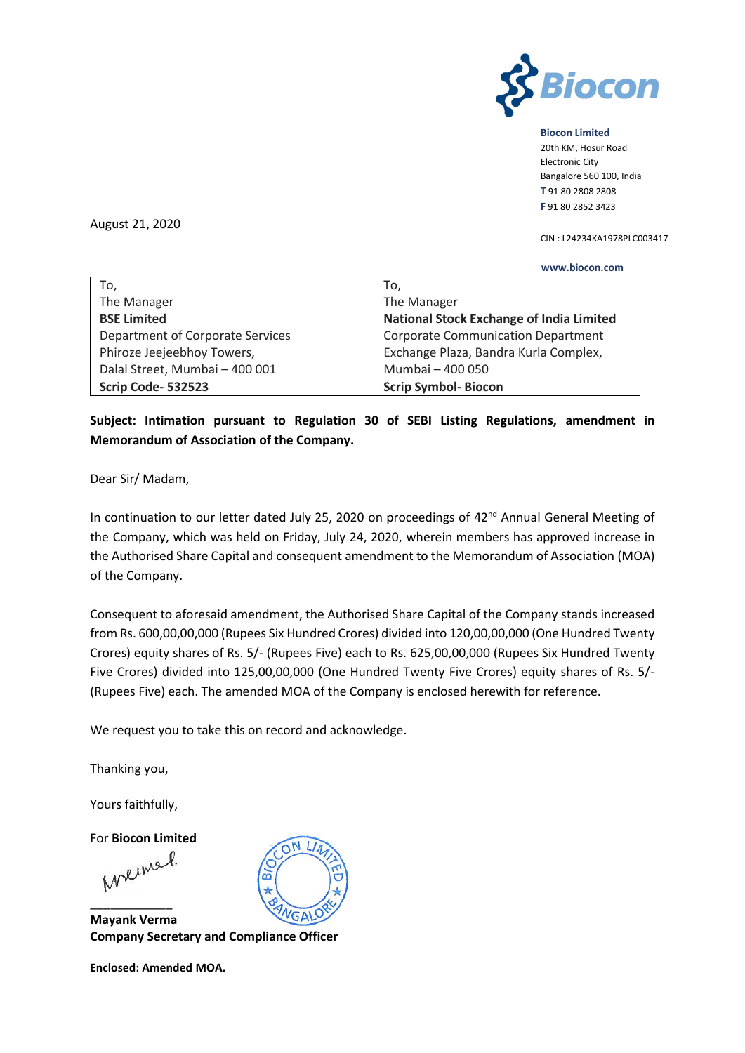**Biocon Limited**
20th KM, Hosur Road
Electronic City
Bangalore 560 100, India
**T** 91 80 2808 2808
**F** 91 80 2852 3423

CIN : L24234KA1978PLC003417

**www.biocon.com**

August 21, 2020

| To,<br>The Manager<br>**BSE Limited**<br>Department of Corporate Services<br>Phiroze Jeejeebhoy Towers,<br>Dalal Street, Mumbai – 400 001 | To,<br>The Manager<br>**National Stock Exchange of India Limited**<br>Corporate Communication Department<br>Exchange Plaza, Bandra Kurla Complex,<br>Mumbai – 400 050 |
|---|---|
| **Scrip Code- 532523** | **Scrip Symbol- Biocon** |

**Subject: Intimation pursuant to Regulation 30 of SEBI Listing Regulations, amendment in Memorandum of Association of the Company.**

Dear Sir/ Madam,

In continuation to our letter dated July 25, 2020 on proceedings of 42nd Annual General Meeting of the Company, which was held on Friday, July 24, 2020, wherein members has approved increase in the Authorised Share Capital and consequent amendment to the Memorandum of Association (MOA) of the Company.

Consequent to aforesaid amendment, the Authorised Share Capital of the Company stands increased from Rs. 600,00,00,000 (Rupees Six Hundred Crores) divided into 120,00,00,000 (One Hundred Twenty Crores) equity shares of Rs. 5/- (Rupees Five) each to Rs. 625,00,00,000 (Rupees Six Hundred Twenty Five Crores) divided into 125,00,00,000 (One Hundred Twenty Five Crores) equity shares of Rs. 5/- (Rupees Five) each. The amended MOA of the Company is enclosed herewith for reference.

We request you to take this on record and acknowledge.

Thanking you,

Yours faithfully,

For **Biocon Limited**

**Mayank Verma**
**Company Secretary and Compliance Officer**

**Enclosed: Amended MOA.**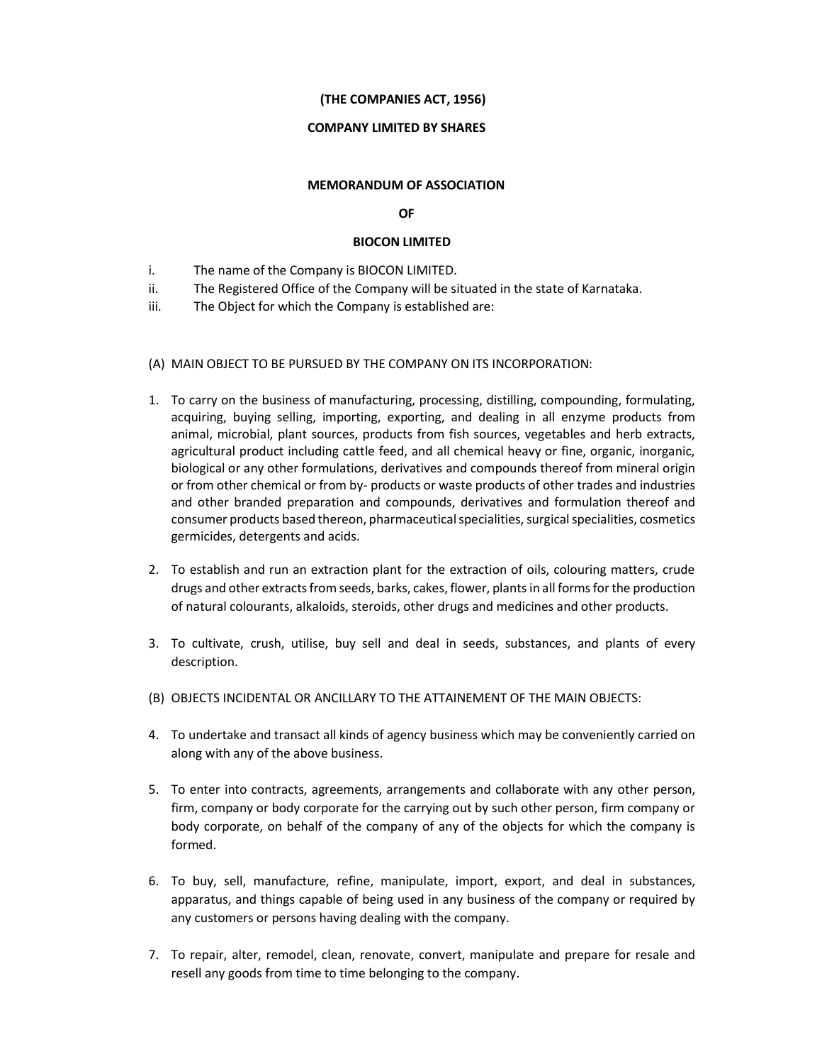**(THE COMPANIES ACT, 1956)**

**COMPANY LIMITED BY SHARES**

**MEMORANDUM OF ASSOCIATION**

**OF**

**BIOCON LIMITED**

i. The name of the Company is BIOCON LIMITED.

ii. The Registered Office of the Company will be situated in the state of Karnataka.

iii. The Object for which the Company is established are:

(A) MAIN OBJECT TO BE PURSUED BY THE COMPANY ON ITS INCORPORATION:

1. To carry on the business of manufacturing, processing, distilling, compounding, formulating, acquiring, buying selling, importing, exporting, and dealing in all enzyme products from animal, microbial, plant sources, products from fish sources, vegetables and herb extracts, agricultural product including cattle feed, and all chemical heavy or fine, organic, inorganic, biological or any other formulations, derivatives and compounds thereof from mineral origin or from other chemical or from by- products or waste products of other trades and industries and other branded preparation and compounds, derivatives and formulation thereof and consumer products based thereon, pharmaceutical specialities, surgical specialities, cosmetics germicides, detergents and acids.

2. To establish and run an extraction plant for the extraction of oils, colouring matters, crude drugs and other extracts from seeds, barks, cakes, flower, plants in all forms for the production of natural colourants, alkaloids, steroids, other drugs and medicines and other products.

3. To cultivate, crush, utilise, buy sell and deal in seeds, substances, and plants of every description.

(B) OBJECTS INCIDENTAL OR ANCILLARY TO THE ATTAINEMENT OF THE MAIN OBJECTS:

4. To undertake and transact all kinds of agency business which may be conveniently carried on along with any of the above business.

5. To enter into contracts, agreements, arrangements and collaborate with any other person, firm, company or body corporate for the carrying out by such other person, firm company or body corporate, on behalf of the company of any of the objects for which the company is formed.

6. To buy, sell, manufacture, refine, manipulate, import, export, and deal in substances, apparatus, and things capable of being used in any business of the company or required by any customers or persons having dealing with the company.

7. To repair, alter, remodel, clean, renovate, convert, manipulate and prepare for resale and resell any goods from time to time belonging to the company.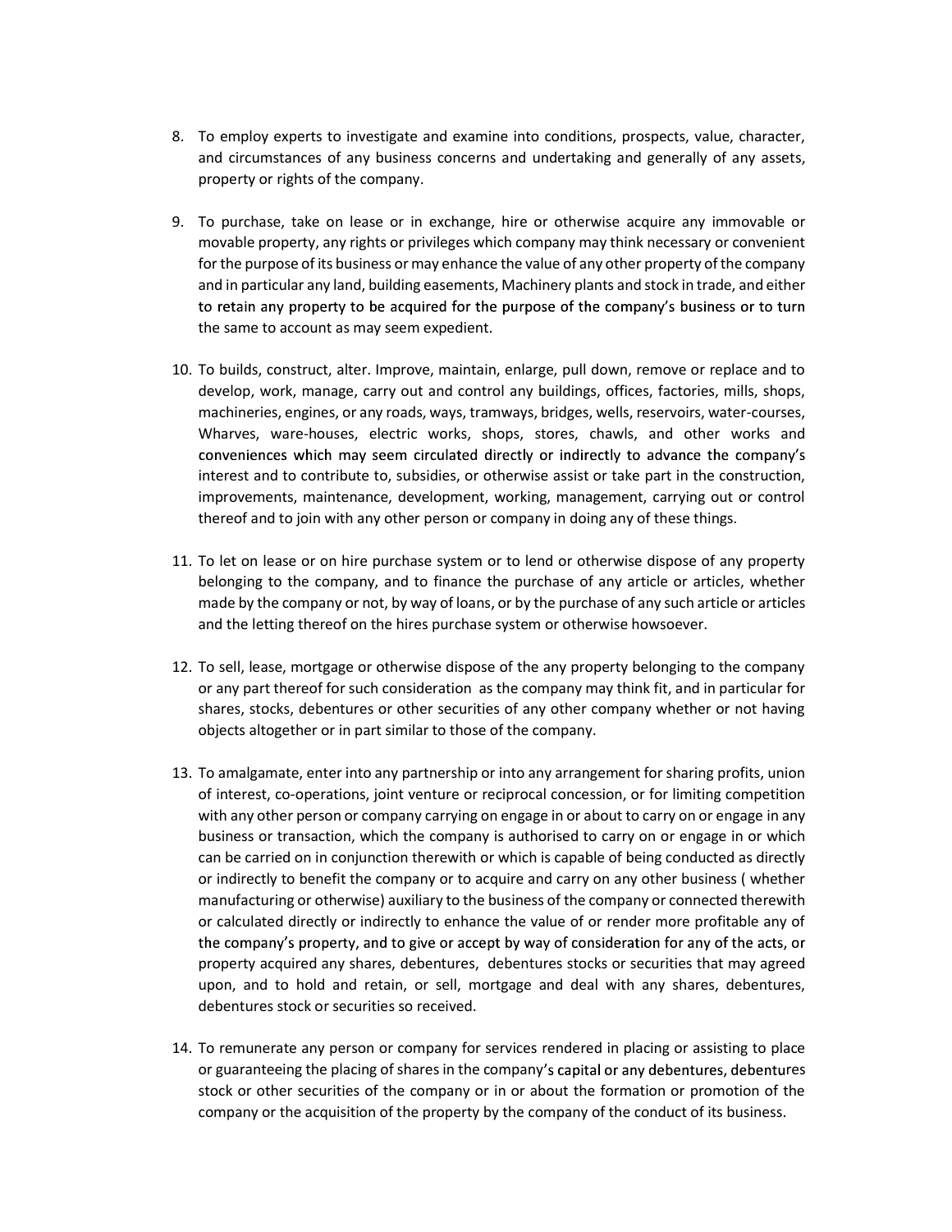8. To employ experts to investigate and examine into conditions, prospects, value, character, and circumstances of any business concerns and undertaking and generally of any assets, property or rights of the company.

9. To purchase, take on lease or in exchange, hire or otherwise acquire any immovable or movable property, any rights or privileges which company may think necessary or convenient for the purpose of its business or may enhance the value of any other property of the company and in particular any land, building easements, Machinery plants and stock in trade, and either to retain any property to be acquired for the purpose of the company's business or to turn the same to account as may seem expedient.

10. To builds, construct, alter. Improve, maintain, enlarge, pull down, remove or replace and to develop, work, manage, carry out and control any buildings, offices, factories, mills, shops, machineries, engines, or any roads, ways, tramways, bridges, wells, reservoirs, water-courses, Wharves, ware-houses, electric works, shops, stores, chawls, and other works and conveniences which may seem circulated directly or indirectly to advance the company's interest and to contribute to, subsidies, or otherwise assist or take part in the construction, improvements, maintenance, development, working, management, carrying out or control thereof and to join with any other person or company in doing any of these things.

11. To let on lease or on hire purchase system or to lend or otherwise dispose of any property belonging to the company, and to finance the purchase of any article or articles, whether made by the company or not, by way of loans, or by the purchase of any such article or articles and the letting thereof on the hires purchase system or otherwise howsoever.

12. To sell, lease, mortgage or otherwise dispose of the any property belonging to the company or any part thereof for such consideration as the company may think fit, and in particular for shares, stocks, debentures or other securities of any other company whether or not having objects altogether or in part similar to those of the company.

13. To amalgamate, enter into any partnership or into any arrangement for sharing profits, union of interest, co-operations, joint venture or reciprocal concession, or for limiting competition with any other person or company carrying on engage in or about to carry on or engage in any business or transaction, which the company is authorised to carry on or engage in or which can be carried on in conjunction therewith or which is capable of being conducted as directly or indirectly to benefit the company or to acquire and carry on any other business ( whether manufacturing or otherwise) auxiliary to the business of the company or connected therewith or calculated directly or indirectly to enhance the value of or render more profitable any of the company's property, and to give or accept by way of consideration for any of the acts, or property acquired any shares, debentures, debentures stocks or securities that may agreed upon, and to hold and retain, or sell, mortgage and deal with any shares, debentures, debentures stock or securities so received.

14. To remunerate any person or company for services rendered in placing or assisting to place or guaranteeing the placing of shares in the company's capital or any debentures, debentures stock or other securities of the company or in or about the formation or promotion of the company or the acquisition of the property by the company of the conduct of its business.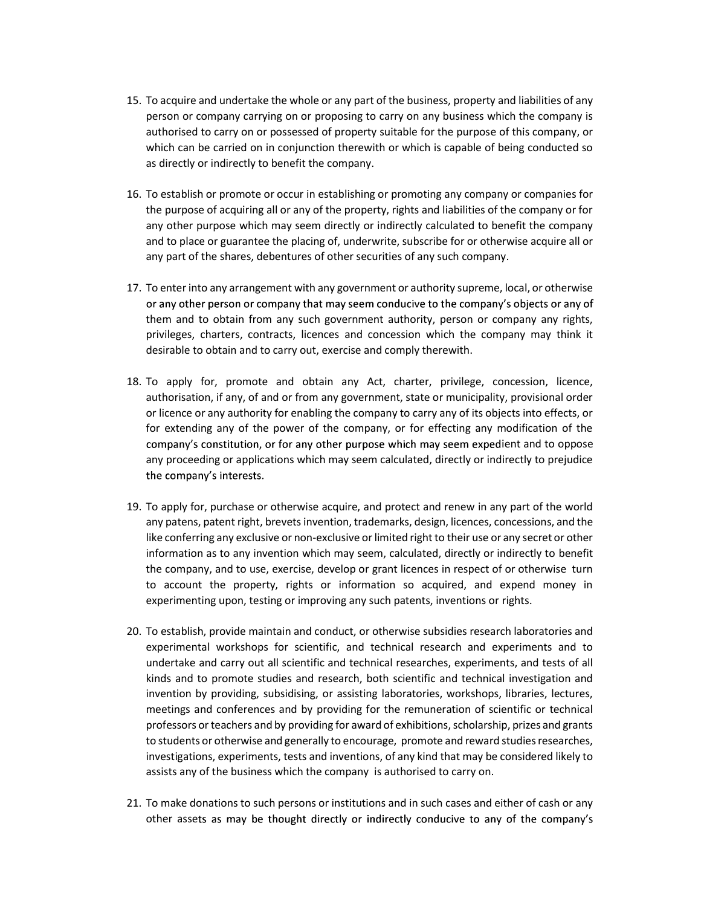15. To acquire and undertake the whole or any part of the business, property and liabilities of any person or company carrying on or proposing to carry on any business which the company is authorised to carry on or possessed of property suitable for the purpose of this company, or which can be carried on in conjunction therewith or which is capable of being conducted so as directly or indirectly to benefit the company.

16. To establish or promote or occur in establishing or promoting any company or companies for the purpose of acquiring all or any of the property, rights and liabilities of the company or for any other purpose which may seem directly or indirectly calculated to benefit the company and to place or guarantee the placing of, underwrite, subscribe for or otherwise acquire all or any part of the shares, debentures of other securities of any such company.

17. To enter into any arrangement with any government or authority supreme, local, or otherwise or any other person or company that may seem conducive to the company's objects or any of them and to obtain from any such government authority, person or company any rights, privileges, charters, contracts, licences and concession which the company may think it desirable to obtain and to carry out, exercise and comply therewith.

18. To apply for, promote and obtain any Act, charter, privilege, concession, licence, authorisation, if any, of and or from any government, state or municipality, provisional order or licence or any authority for enabling the company to carry any of its objects into effects, or for extending any of the power of the company, or for effecting any modification of the company's constitution, or for any other purpose which may seem expedient and to oppose any proceeding or applications which may seem calculated, directly or indirectly to prejudice the company's interests.

19. To apply for, purchase or otherwise acquire, and protect and renew in any part of the world any patens, patent right, brevets invention, trademarks, design, licences, concessions, and the like conferring any exclusive or non-exclusive or limited right to their use or any secret or other information as to any invention which may seem, calculated, directly or indirectly to benefit the company, and to use, exercise, develop or grant licences in respect of or otherwise turn to account the property, rights or information so acquired, and expend money in experimenting upon, testing or improving any such patents, inventions or rights.

20. To establish, provide maintain and conduct, or otherwise subsidies research laboratories and experimental workshops for scientific, and technical research and experiments and to undertake and carry out all scientific and technical researches, experiments, and tests of all kinds and to promote studies and research, both scientific and technical investigation and invention by providing, subsidising, or assisting laboratories, workshops, libraries, lectures, meetings and conferences and by providing for the remuneration of scientific or technical professors or teachers and by providing for award of exhibitions, scholarship, prizes and grants to students or otherwise and generally to encourage, promote and reward studies researches, investigations, experiments, tests and inventions, of any kind that may be considered likely to assists any of the business which the company is authorised to carry on.

21. To make donations to such persons or institutions and in such cases and either of cash or any other assets as may be thought directly or indirectly conducive to any of the company's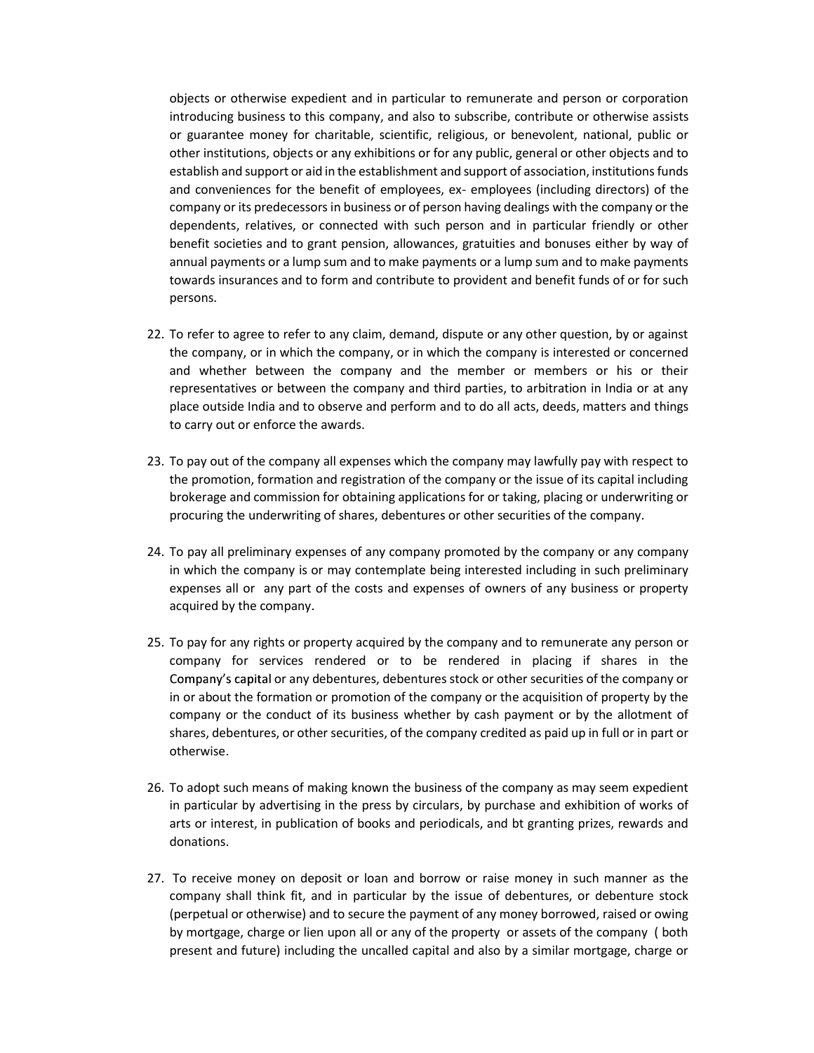objects or otherwise expedient and in particular to remunerate and person or corporation introducing business to this company, and also to subscribe, contribute or otherwise assists or guarantee money for charitable, scientific, religious, or benevolent, national, public or other institutions, objects or any exhibitions or for any public, general or other objects and to establish and support or aid in the establishment and support of association, institutions funds and conveniences for the benefit of employees, ex- employees (including directors) of the company or its predecessors in business or of person having dealings with the company or the dependents, relatives, or connected with such person and in particular friendly or other benefit societies and to grant pension, allowances, gratuities and bonuses either by way of annual payments or a lump sum and to make payments or a lump sum and to make payments towards insurances and to form and contribute to provident and benefit funds of or for such persons.

22. To refer to agree to refer to any claim, demand, dispute or any other question, by or against the company, or in which the company, or in which the company is interested or concerned and whether between the company and the member or members or his or their representatives or between the company and third parties, to arbitration in India or at any place outside India and to observe and perform and to do all acts, deeds, matters and things to carry out or enforce the awards.

23. To pay out of the company all expenses which the company may lawfully pay with respect to the promotion, formation and registration of the company or the issue of its capital including brokerage and commission for obtaining applications for or taking, placing or underwriting or procuring the underwriting of shares, debentures or other securities of the company.

24. To pay all preliminary expenses of any company promoted by the company or any company in which the company is or may contemplate being interested including in such preliminary expenses all or any part of the costs and expenses of owners of any business or property acquired by the company.

25. To pay for any rights or property acquired by the company and to remunerate any person or company for services rendered or to be rendered in placing if shares in the Company's capital or any debentures, debentures stock or other securities of the company or in or about the formation or promotion of the company or the acquisition of property by the company or the conduct of its business whether by cash payment or by the allotment of shares, debentures, or other securities, of the company credited as paid up in full or in part or otherwise.

26. To adopt such means of making known the business of the company as may seem expedient in particular by advertising in the press by circulars, by purchase and exhibition of works of arts or interest, in publication of books and periodicals, and bt granting prizes, rewards and donations.

27. To receive money on deposit or loan and borrow or raise money in such manner as the company shall think fit, and in particular by the issue of debentures, or debenture stock (perpetual or otherwise) and to secure the payment of any money borrowed, raised or owing by mortgage, charge or lien upon all or any of the property or assets of the company ( both present and future) including the uncalled capital and also by a similar mortgage, charge or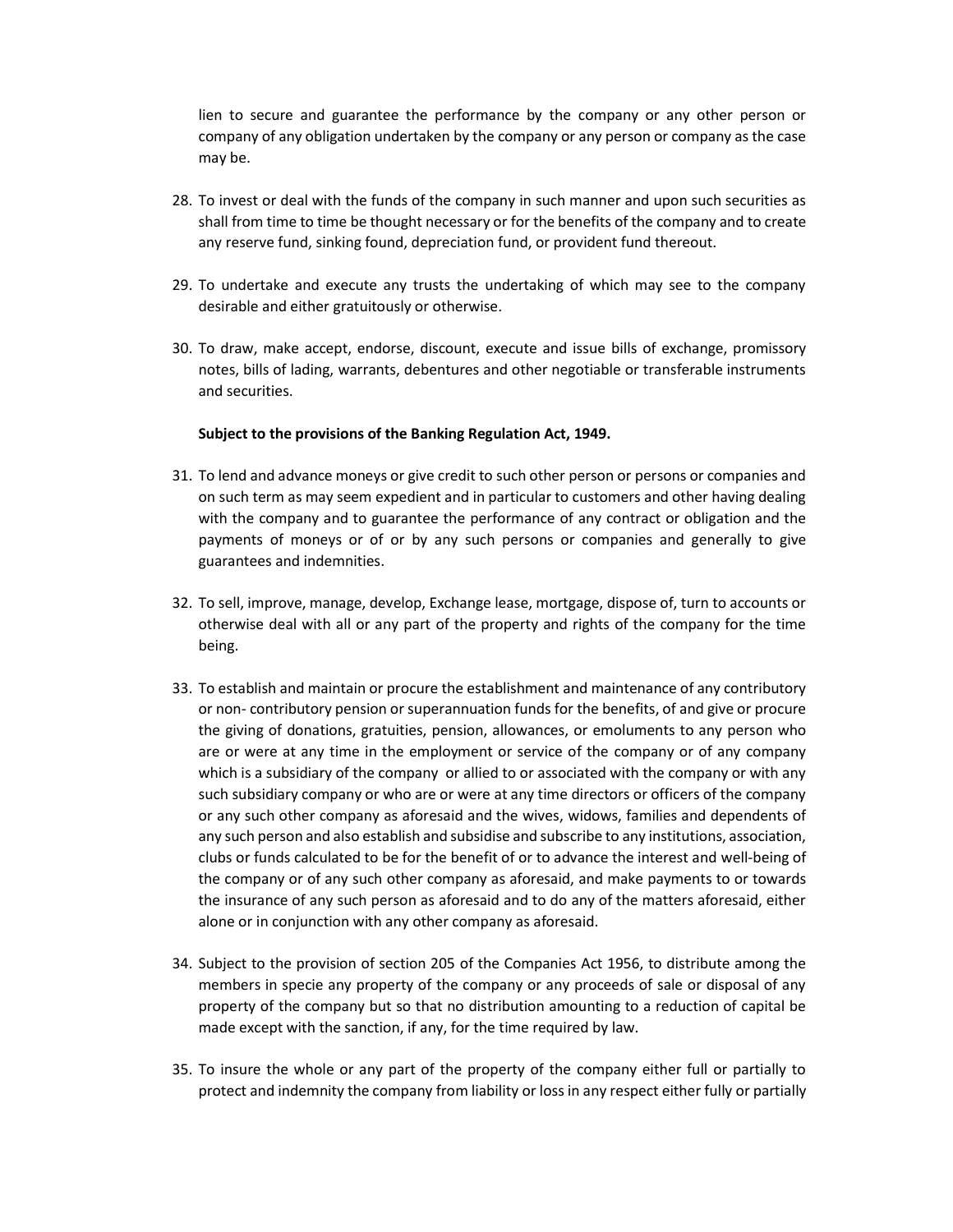lien to secure and guarantee the performance by the company or any other person or company of any obligation undertaken by the company or any person or company as the case may be.

28. To invest or deal with the funds of the company in such manner and upon such securities as shall from time to time be thought necessary or for the benefits of the company and to create any reserve fund, sinking found, depreciation fund, or provident fund thereout.

29. To undertake and execute any trusts the undertaking of which may see to the company desirable and either gratuitously or otherwise.

30. To draw, make accept, endorse, discount, execute and issue bills of exchange, promissory notes, bills of lading, warrants, debentures and other negotiable or transferable instruments and securities.

**Subject to the provisions of the Banking Regulation Act, 1949.**

31. To lend and advance moneys or give credit to such other person or persons or companies and on such term as may seem expedient and in particular to customers and other having dealing with the company and to guarantee the performance of any contract or obligation and the payments of moneys or of or by any such persons or companies and generally to give guarantees and indemnities.

32. To sell, improve, manage, develop, Exchange lease, mortgage, dispose of, turn to accounts or otherwise deal with all or any part of the property and rights of the company for the time being.

33. To establish and maintain or procure the establishment and maintenance of any contributory or non- contributory pension or superannuation funds for the benefits, of and give or procure the giving of donations, gratuities, pension, allowances, or emoluments to any person who are or were at any time in the employment or service of the company or of any company which is a subsidiary of the company or allied to or associated with the company or with any such subsidiary company or who are or were at any time directors or officers of the company or any such other company as aforesaid and the wives, widows, families and dependents of any such person and also establish and subsidise and subscribe to any institutions, association, clubs or funds calculated to be for the benefit of or to advance the interest and well-being of the company or of any such other company as aforesaid, and make payments to or towards the insurance of any such person as aforesaid and to do any of the matters aforesaid, either alone or in conjunction with any other company as aforesaid.

34. Subject to the provision of section 205 of the Companies Act 1956, to distribute among the members in specie any property of the company or any proceeds of sale or disposal of any property of the company but so that no distribution amounting to a reduction of capital be made except with the sanction, if any, for the time required by law.

35. To insure the whole or any part of the property of the company either full or partially to protect and indemnity the company from liability or loss in any respect either fully or partially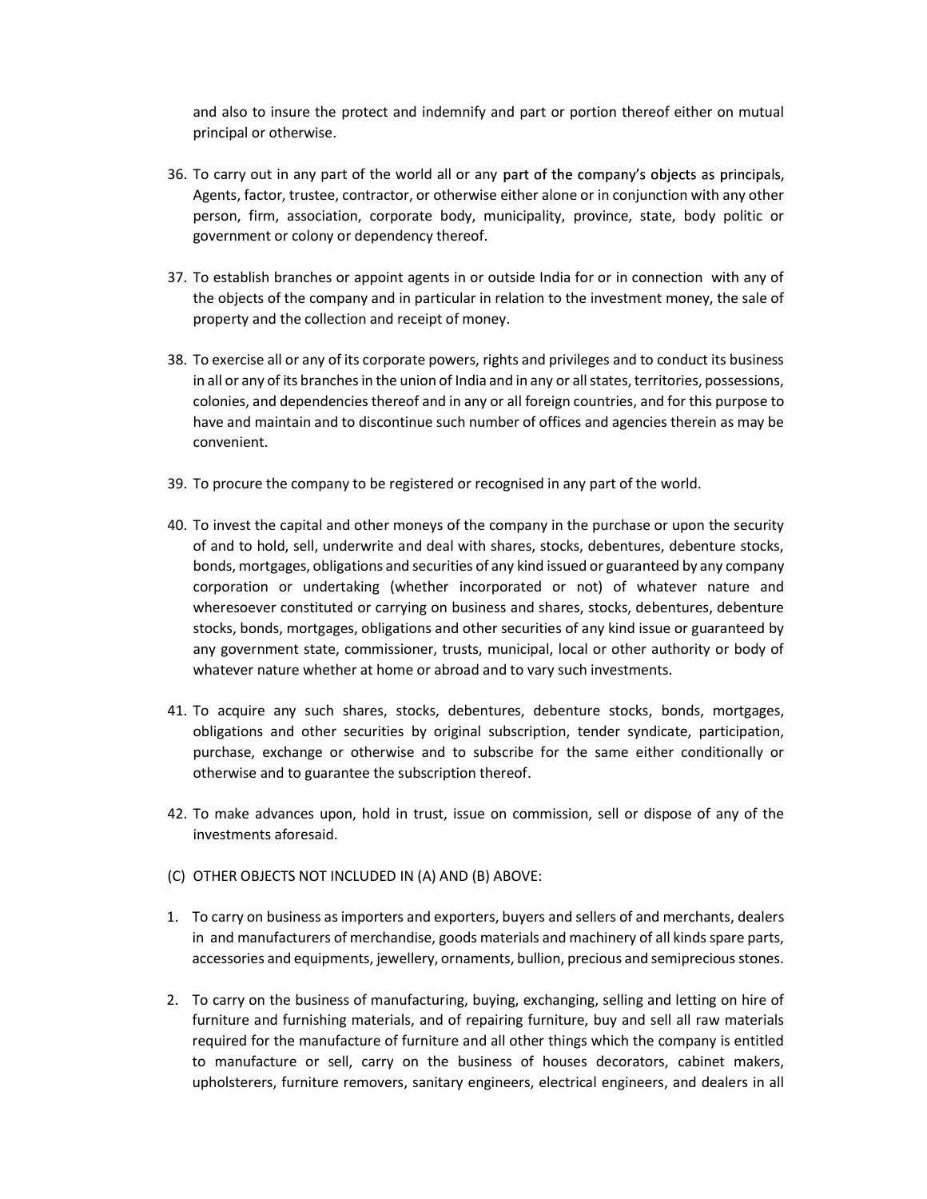and also to insure the protect and indemnify and part or portion thereof either on mutual principal or otherwise.

36. To carry out in any part of the world all or any part of the company's objects as principals, Agents, factor, trustee, contractor, or otherwise either alone or in conjunction with any other person, firm, association, corporate body, municipality, province, state, body politic or government or colony or dependency thereof.

37. To establish branches or appoint agents in or outside India for or in connection with any of the objects of the company and in particular in relation to the investment money, the sale of property and the collection and receipt of money.

38. To exercise all or any of its corporate powers, rights and privileges and to conduct its business in all or any of its branches in the union of India and in any or all states, territories, possessions, colonies, and dependencies thereof and in any or all foreign countries, and for this purpose to have and maintain and to discontinue such number of offices and agencies therein as may be convenient.

39. To procure the company to be registered or recognised in any part of the world.

40. To invest the capital and other moneys of the company in the purchase or upon the security of and to hold, sell, underwrite and deal with shares, stocks, debentures, debenture stocks, bonds, mortgages, obligations and securities of any kind issued or guaranteed by any company corporation or undertaking (whether incorporated or not) of whatever nature and wheresoever constituted or carrying on business and shares, stocks, debentures, debenture stocks, bonds, mortgages, obligations and other securities of any kind issue or guaranteed by any government state, commissioner, trusts, municipal, local or other authority or body of whatever nature whether at home or abroad and to vary such investments.

41. To acquire any such shares, stocks, debentures, debenture stocks, bonds, mortgages, obligations and other securities by original subscription, tender syndicate, participation, purchase, exchange or otherwise and to subscribe for the same either conditionally or otherwise and to guarantee the subscription thereof.

42. To make advances upon, hold in trust, issue on commission, sell or dispose of any of the investments aforesaid.

(C) OTHER OBJECTS NOT INCLUDED IN (A) AND (B) ABOVE:

1. To carry on business as importers and exporters, buyers and sellers of and merchants, dealers in and manufacturers of merchandise, goods materials and machinery of all kinds spare parts, accessories and equipments, jewellery, ornaments, bullion, precious and semiprecious stones.

2. To carry on the business of manufacturing, buying, exchanging, selling and letting on hire of furniture and furnishing materials, and of repairing furniture, buy and sell all raw materials required for the manufacture of furniture and all other things which the company is entitled to manufacture or sell, carry on the business of houses decorators, cabinet makers, upholsterers, furniture removers, sanitary engineers, electrical engineers, and dealers in all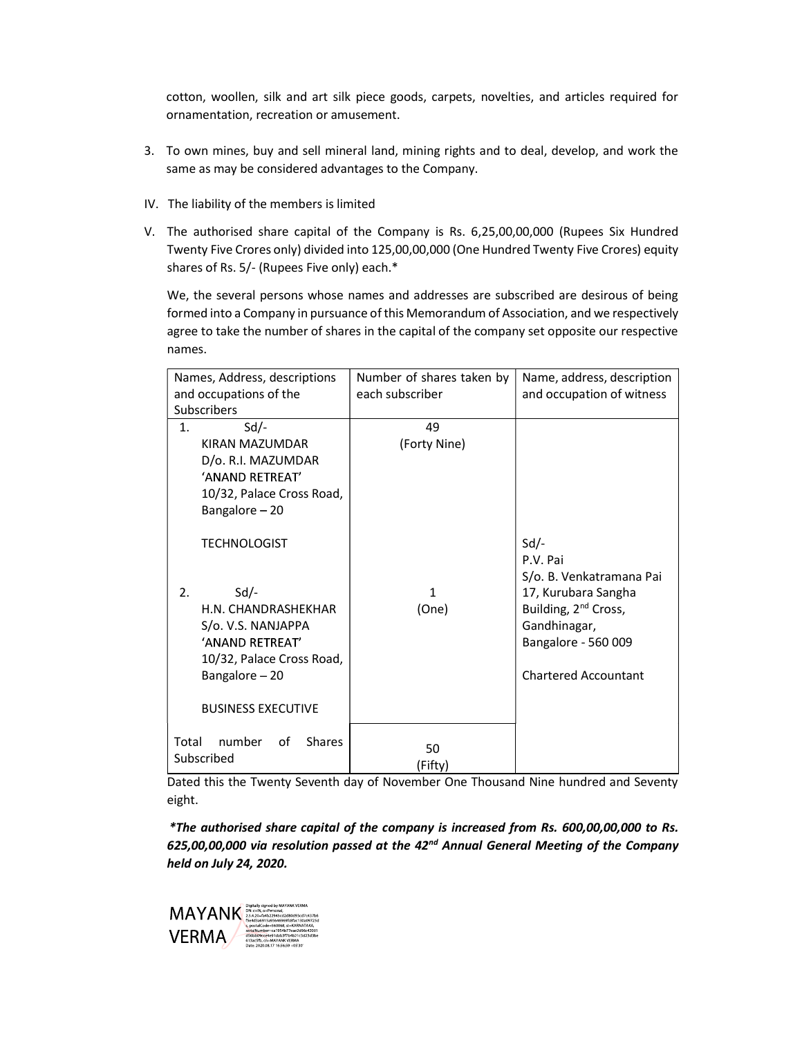cotton, woollen, silk and art silk piece goods, carpets, novelties, and articles required for ornamentation, recreation or amusement.

3. To own mines, buy and sell mineral land, mining rights and to deal, develop, and work the same as may be considered advantages to the Company.

IV. The liability of the members is limited

V. The authorised share capital of the Company is Rs. 6,25,00,00,000 (Rupees Six Hundred Twenty Five Crores only) divided into 125,00,00,000 (One Hundred Twenty Five Crores) equity shares of Rs. 5/- (Rupees Five only) each.*

We, the several persons whose names and addresses are subscribed are desirous of being formed into a Company in pursuance of this Memorandum of Association, and we respectively agree to take the number of shares in the capital of the company set opposite our respective names.

| Names, Address, descriptions and occupations of the Subscribers | Number of shares taken by each subscriber | Name, address, description and occupation of witness |
|---|---|---|
| 1. Sd/- KIRAN MAZUMDAR D/o. R.I. MAZUMDAR 'ANAND RETREAT' 10/32, Palace Cross Road, Bangalore – 20 TECHNOLOGIST | 49 (Forty Nine) | Sd/- P.V. Pai S/o. B. Venkatramana Pai 17, Kurubara Sangha Building, 2nd Cross, Gandhinagar, Bangalore - 560 009 Chartered Accountant |
| 2. Sd/- H.N. CHANDRASHEKHAR S/o. V.S. NANJAPPA 'ANAND RETREAT' 10/32, Palace Cross Road, Bangalore – 20 BUSINESS EXECUTIVE | 1 (One) | |
| Total number of Shares Subscribed | 50 (Fifty) | |

Dated this the Twenty Seventh day of November One Thousand Nine hundred and Seventy eight.

***The authorised share capital of the company is increased from Rs. 600,00,00,000 to Rs. 625,00,00,000 via resolution passed at the 42nd Annual General Meeting of the Company held on July 24, 2020.***

MAYANK VERMA

Digitally signed by MAYANK VERMA